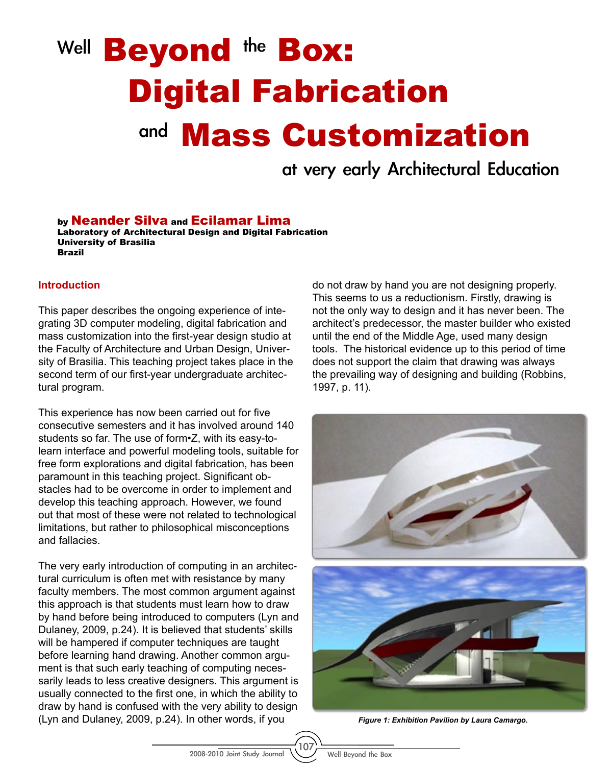# Well Beyond the Box: Digital Fabrication and Mass Customization at very early Architectural Education

by **Neander Silva** and **Ecilamar Lima**
**Laboratory of Architectural Design and Digital Fabrication**
**University of Brasilia**
**Brazil**

## Introduction

This paper describes the ongoing experience of integrating 3D computer modeling, digital fabrication and mass customization into the first-year design studio at the Faculty of Architecture and Urban Design, University of Brasilia. This teaching project takes place in the second term of our first-year undergraduate architectural program.

This experience has now been carried out for five consecutive semesters and it has involved around 140 students so far. The use of form•Z, with its easy-to-learn interface and powerful modeling tools, suitable for free form explorations and digital fabrication, has been paramount in this teaching project. Significant obstacles had to be overcome in order to implement and develop this teaching approach. However, we found out that most of these were not related to technological limitations, but rather to philosophical misconceptions and fallacies.

The very early introduction of computing in an architectural curriculum is often met with resistance by many faculty members. The most common argument against this approach is that students must learn how to draw by hand before being introduced to computers (Lyn and Dulaney, 2009, p.24). It is believed that students' skills will be hampered if computer techniques are taught before learning hand drawing. Another common argument is that such early teaching of computing necessarily leads to less creative designers. This argument is usually connected to the first one, in which the ability to draw by hand is confused with the very ability to design (Lyn and Dulaney, 2009, p.24). In other words, if you do not draw by hand you are not designing properly. This seems to us a reductionism. Firstly, drawing is not the only way to design and it has never been. The architect's predecessor, the master builder who existed until the end of the Middle Age, used many design tools. The historical evidence up to this period of time does not support the claim that drawing was always the prevailing way of designing and building (Robbins, 1997, p. 11).

***Figure 1: Exhibition Pavilion by Laura Camargo.***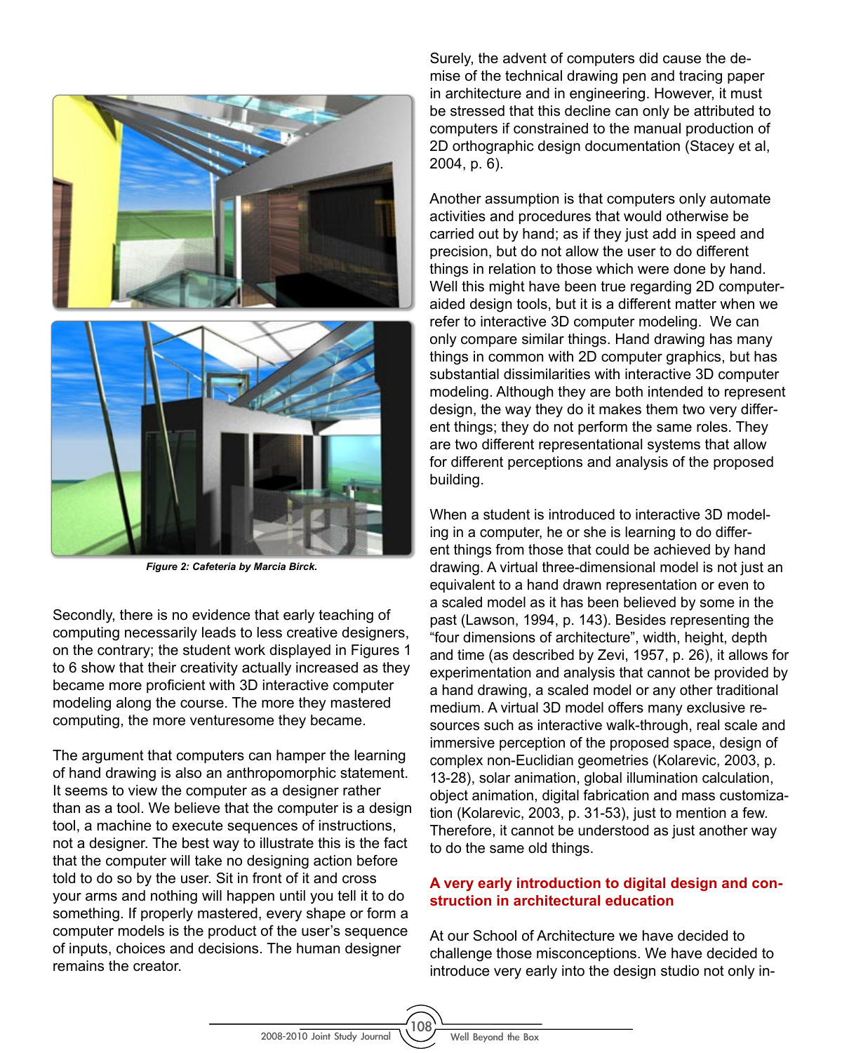*Figure 2: Cafeteria by Marcia Birck.*

Secondly, there is no evidence that early teaching of computing necessarily leads to less creative designers, on the contrary; the student work displayed in Figures 1 to 6 show that their creativity actually increased as they became more proficient with 3D interactive computer modeling along the course. The more they mastered computing, the more venturesome they became.

The argument that computers can hamper the learning of hand drawing is also an anthropomorphic statement. It seems to view the computer as a designer rather than as a tool. We believe that the computer is a design tool, a machine to execute sequences of instructions, not a designer. The best way to illustrate this is the fact that the computer will take no designing action before told to do so by the user. Sit in front of it and cross your arms and nothing will happen until you tell it to do something. If properly mastered, every shape or form a computer models is the product of the user's sequence of inputs, choices and decisions. The human designer remains the creator.

Surely, the advent of computers did cause the demise of the technical drawing pen and tracing paper in architecture and in engineering. However, it must be stressed that this decline can only be attributed to computers if constrained to the manual production of 2D orthographic design documentation (Stacey et al, 2004, p. 6).

Another assumption is that computers only automate activities and procedures that would otherwise be carried out by hand; as if they just add in speed and precision, but do not allow the user to do different things in relation to those which were done by hand. Well this might have been true regarding 2D computer-aided design tools, but it is a different matter when we refer to interactive 3D computer modeling. We can only compare similar things. Hand drawing has many things in common with 2D computer graphics, but has substantial dissimilarities with interactive 3D computer modeling. Although they are both intended to represent design, the way they do it makes them two very different things; they do not perform the same roles. They are two different representational systems that allow for different perceptions and analysis of the proposed building.

When a student is introduced to interactive 3D modeling in a computer, he or she is learning to do different things from those that could be achieved by hand drawing. A virtual three-dimensional model is not just an equivalent to a hand drawn representation or even to a scaled model as it has been believed by some in the past (Lawson, 1994, p. 143). Besides representing the "four dimensions of architecture", width, height, depth and time (as described by Zevi, 1957, p. 26), it allows for experimentation and analysis that cannot be provided by a hand drawing, a scaled model or any other traditional medium. A virtual 3D model offers many exclusive resources such as interactive walk-through, real scale and immersive perception of the proposed space, design of complex non-Euclidian geometries (Kolarevic, 2003, p. 13-28), solar animation, global illumination calculation, object animation, digital fabrication and mass customization (Kolarevic, 2003, p. 31-53), just to mention a few. Therefore, it cannot be understood as just another way to do the same old things.

## A very early introduction to digital design and construction in architectural education

At our School of Architecture we have decided to challenge those misconceptions. We have decided to introduce very early into the design studio not only in-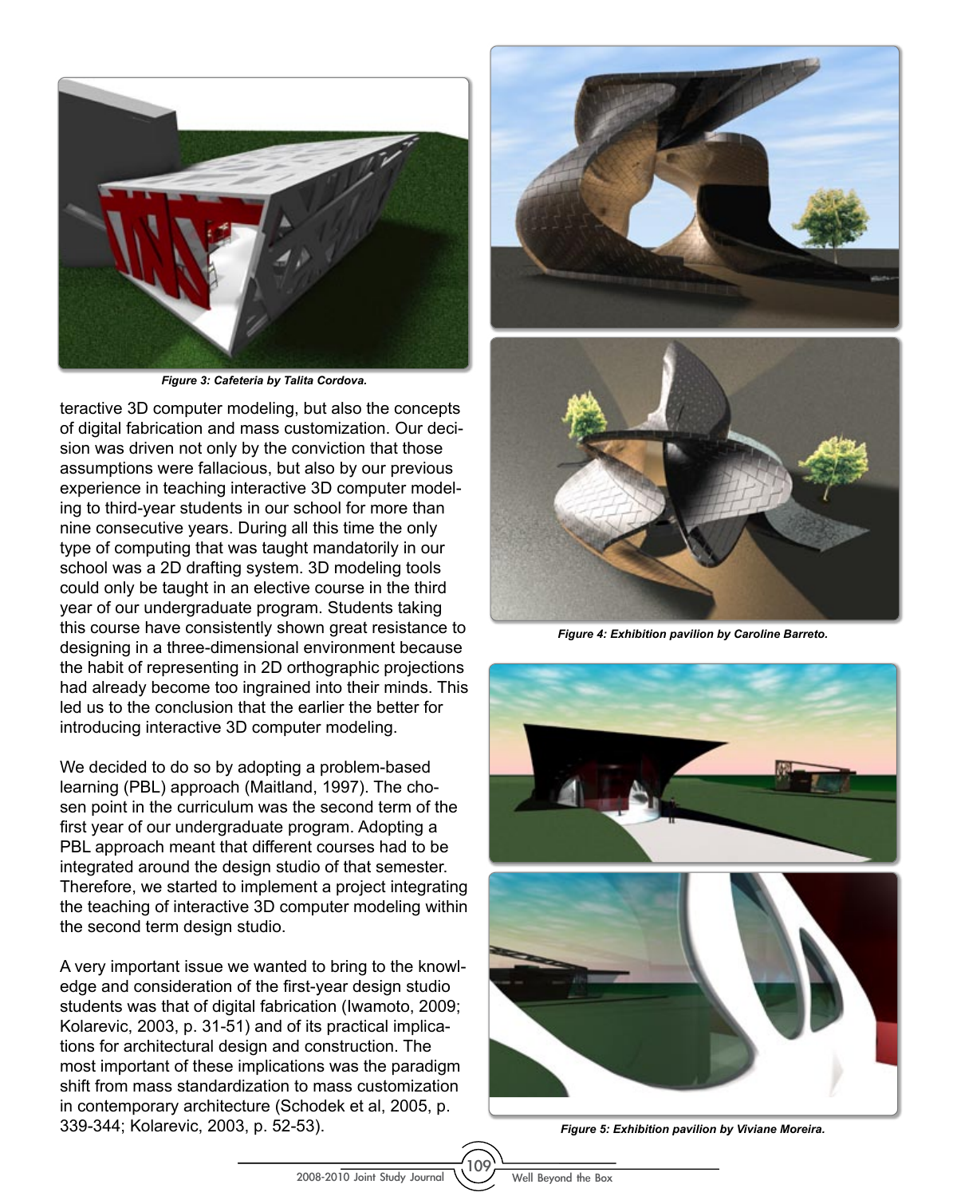*Figure 3: Cafeteria by Talita Cordova.*

teractive 3D computer modeling, but also the concepts of digital fabrication and mass customization. Our decision was driven not only by the conviction that those assumptions were fallacious, but also by our previous experience in teaching interactive 3D computer modeling to third-year students in our school for more than nine consecutive years. During all this time the only type of computing that was taught mandatorily in our school was a 2D drafting system. 3D modeling tools could only be taught in an elective course in the third year of our undergraduate program. Students taking this course have consistently shown great resistance to designing in a three-dimensional environment because the habit of representing in 2D orthographic projections had already become too ingrained into their minds. This led us to the conclusion that the earlier the better for introducing interactive 3D computer modeling.

We decided to do so by adopting a problem-based learning (PBL) approach (Maitland, 1997). The chosen point in the curriculum was the second term of the first year of our undergraduate program. Adopting a PBL approach meant that different courses had to be integrated around the design studio of that semester. Therefore, we started to implement a project integrating the teaching of interactive 3D computer modeling within the second term design studio.

A very important issue we wanted to bring to the knowledge and consideration of the first-year design studio students was that of digital fabrication (Iwamoto, 2009; Kolarevic, 2003, p. 31-51) and of its practical implications for architectural design and construction. The most important of these implications was the paradigm shift from mass standardization to mass customization in contemporary architecture (Schodek et al, 2005, p. 339-344; Kolarevic, 2003, p. 52-53).

*Figure 4: Exhibition pavilion by Caroline Barreto.*

*Figure 5: Exhibition pavilion by Viviane Moreira.*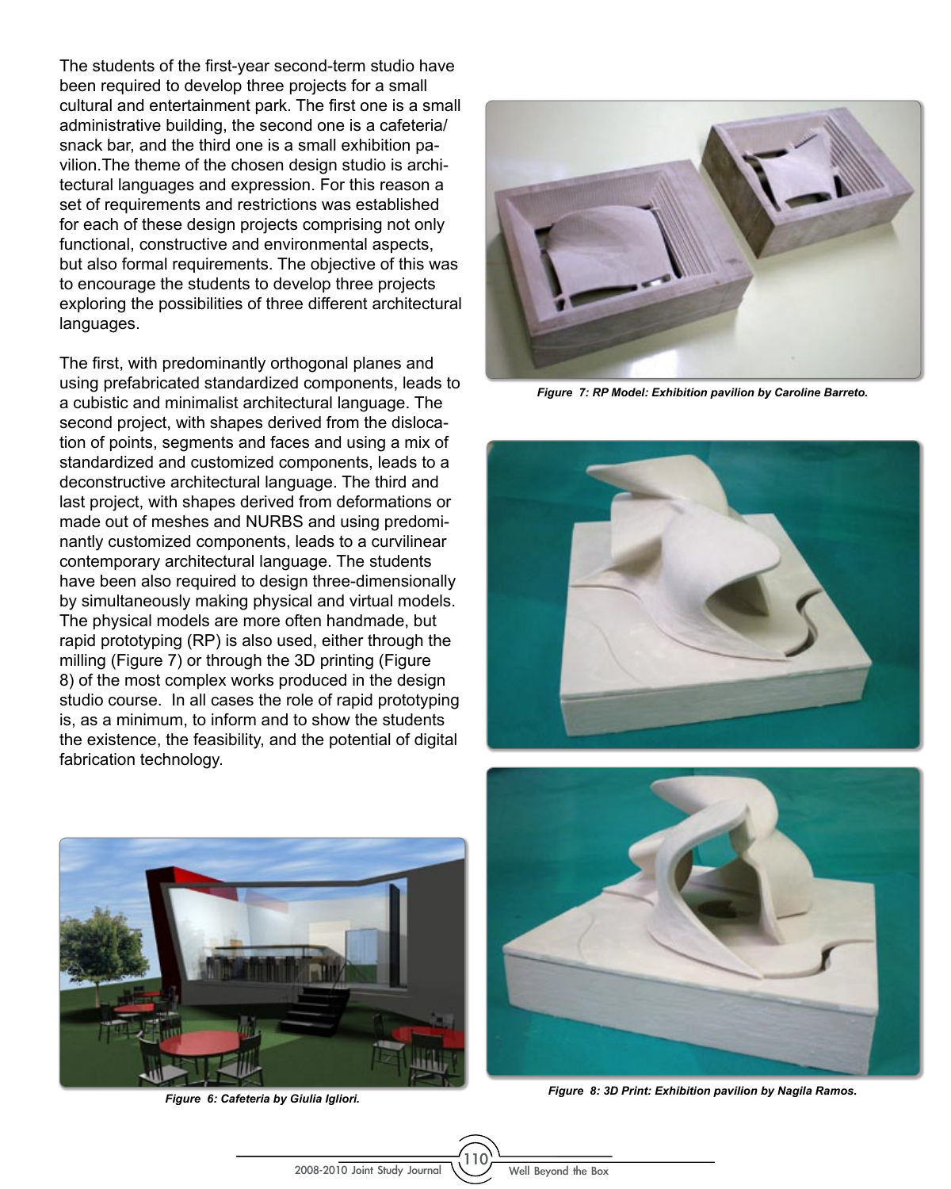The students of the first-year second-term studio have been required to develop three projects for a small cultural and entertainment park. The first one is a small administrative building, the second one is a cafeteria/ snack bar, and the third one is a small exhibition pavilion.The theme of the chosen design studio is architectural languages and expression. For this reason a set of requirements and restrictions was established for each of these design projects comprising not only functional, constructive and environmental aspects, but also formal requirements. The objective of this was to encourage the students to develop three projects exploring the possibilities of three different architectural languages.

The first, with predominantly orthogonal planes and using prefabricated standardized components, leads to a cubistic and minimalist architectural language. The second project, with shapes derived from the dislocation of points, segments and faces and using a mix of standardized and customized components, leads to a deconstructive architectural language. The third and last project, with shapes derived from deformations or made out of meshes and NURBS and using predominantly customized components, leads to a curvilinear contemporary architectural language. The students have been also required to design three-dimensionally by simultaneously making physical and virtual models. The physical models are more often handmade, but rapid prototyping (RP) is also used, either through the milling (Figure 7) or through the 3D printing (Figure 8) of the most complex works produced in the design studio course. In all cases the role of rapid prototyping is, as a minimum, to inform and to show the students the existence, the feasibility, and the potential of digital fabrication technology.

*Figure 7: RP Model: Exhibition pavilion by Caroline Barreto.*

*Figure 8: 3D Print: Exhibition pavilion by Nagila Ramos.*

*Figure 6: Cafeteria by Giulia Igliori.*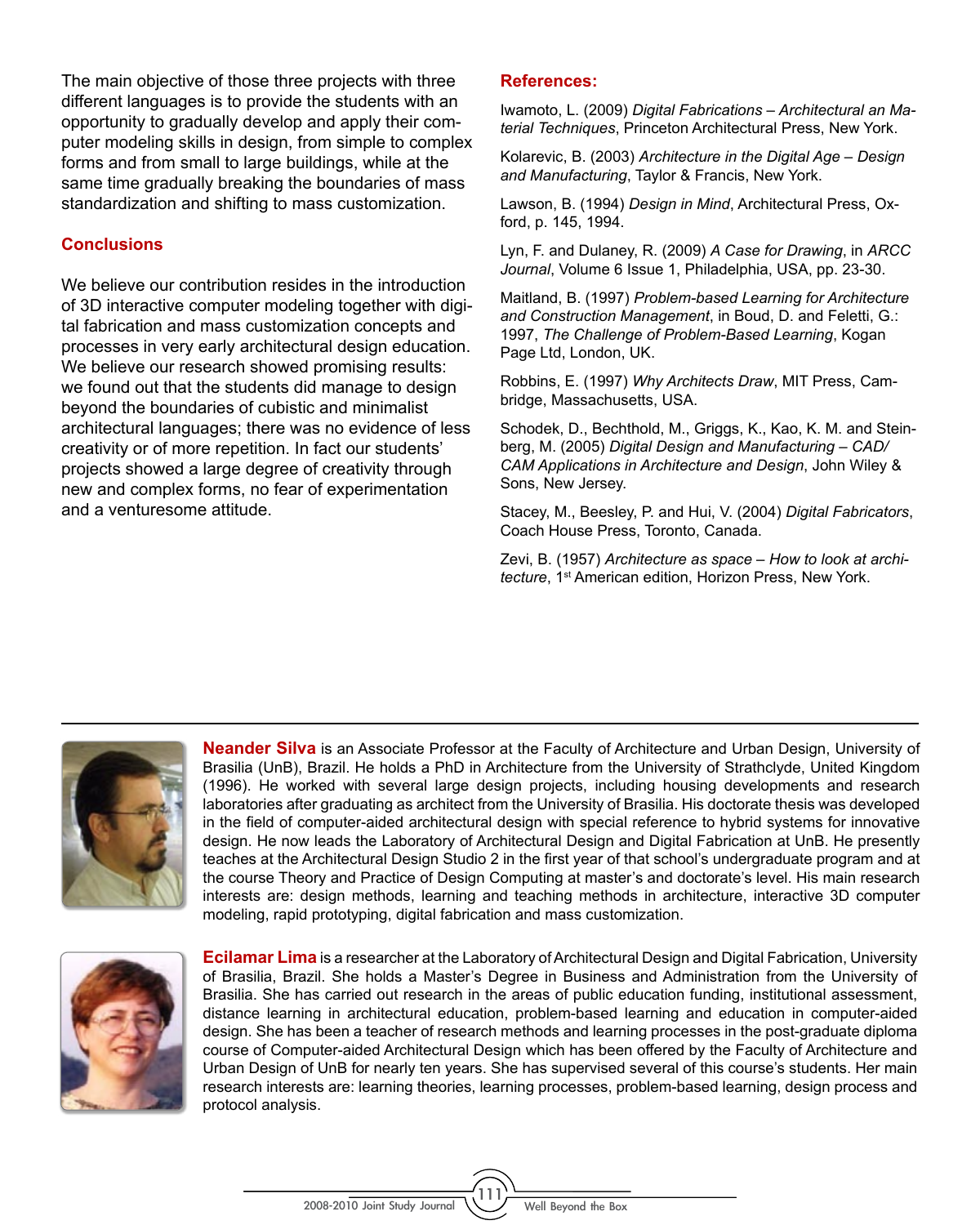The main objective of those three projects with three different languages is to provide the students with an opportunity to gradually develop and apply their computer modeling skills in design, from simple to complex forms and from small to large buildings, while at the same time gradually breaking the boundaries of mass standardization and shifting to mass customization.

## Conclusions

We believe our contribution resides in the introduction of 3D interactive computer modeling together with digital fabrication and mass customization concepts and processes in very early architectural design education. We believe our research showed promising results: we found out that the students did manage to design beyond the boundaries of cubistic and minimalist architectural languages; there was no evidence of less creativity or of more repetition. In fact our students' projects showed a large degree of creativity through new and complex forms, no fear of experimentation and a venturesome attitude.

## References:

Iwamoto, L. (2009) *Digital Fabrications – Architectural an Material Techniques*, Princeton Architectural Press, New York.

Kolarevic, B. (2003) *Architecture in the Digital Age – Design and Manufacturing*, Taylor & Francis, New York.

Lawson, B. (1994) *Design in Mind*, Architectural Press, Oxford, p. 145, 1994.

Lyn, F. and Dulaney, R. (2009) *A Case for Drawing*, in *ARCC Journal*, Volume 6 Issue 1, Philadelphia, USA, pp. 23-30.

Maitland, B. (1997) *Problem-based Learning for Architecture and Construction Management*, in Boud, D. and Feletti, G.: 1997, *The Challenge of Problem-Based Learning*, Kogan Page Ltd, London, UK.

Robbins, E. (1997) *Why Architects Draw*, MIT Press, Cambridge, Massachusetts, USA.

Schodek, D., Bechthold, M., Griggs, K., Kao, K. M. and Steinberg, M. (2005) *Digital Design and Manufacturing – CAD/CAM Applications in Architecture and Design*, John Wiley & Sons, New Jersey.

Stacey, M., Beesley, P. and Hui, V. (2004) *Digital Fabricators*, Coach House Press, Toronto, Canada.

Zevi, B. (1957) *Architecture as space – How to look at architecture*, 1st American edition, Horizon Press, New York.

---

**Neander Silva** is an Associate Professor at the Faculty of Architecture and Urban Design, University of Brasilia (UnB), Brazil. He holds a PhD in Architecture from the University of Strathclyde, United Kingdom (1996). He worked with several large design projects, including housing developments and research laboratories after graduating as architect from the University of Brasilia. His doctorate thesis was developed in the field of computer-aided architectural design with special reference to hybrid systems for innovative design. He now leads the Laboratory of Architectural Design and Digital Fabrication at UnB. He presently teaches at the Architectural Design Studio 2 in the first year of that school's undergraduate program and at the course Theory and Practice of Design Computing at master's and doctorate's level. His main research interests are: design methods, learning and teaching methods in architecture, interactive 3D computer modeling, rapid prototyping, digital fabrication and mass customization.

**Ecilamar Lima** is a researcher at the Laboratory of Architectural Design and Digital Fabrication, University of Brasilia, Brazil. She holds a Master's Degree in Business and Administration from the University of Brasilia. She has carried out research in the areas of public education funding, institutional assessment, distance learning in architectural education, problem-based learning and education in computer-aided design. She has been a teacher of research methods and learning processes in the post-graduate diploma course of Computer-aided Architectural Design which has been offered by the Faculty of Architecture and Urban Design of UnB for nearly ten years. She has supervised several of this course's students. Her main research interests are: learning theories, learning processes, problem-based learning, design process and protocol analysis.